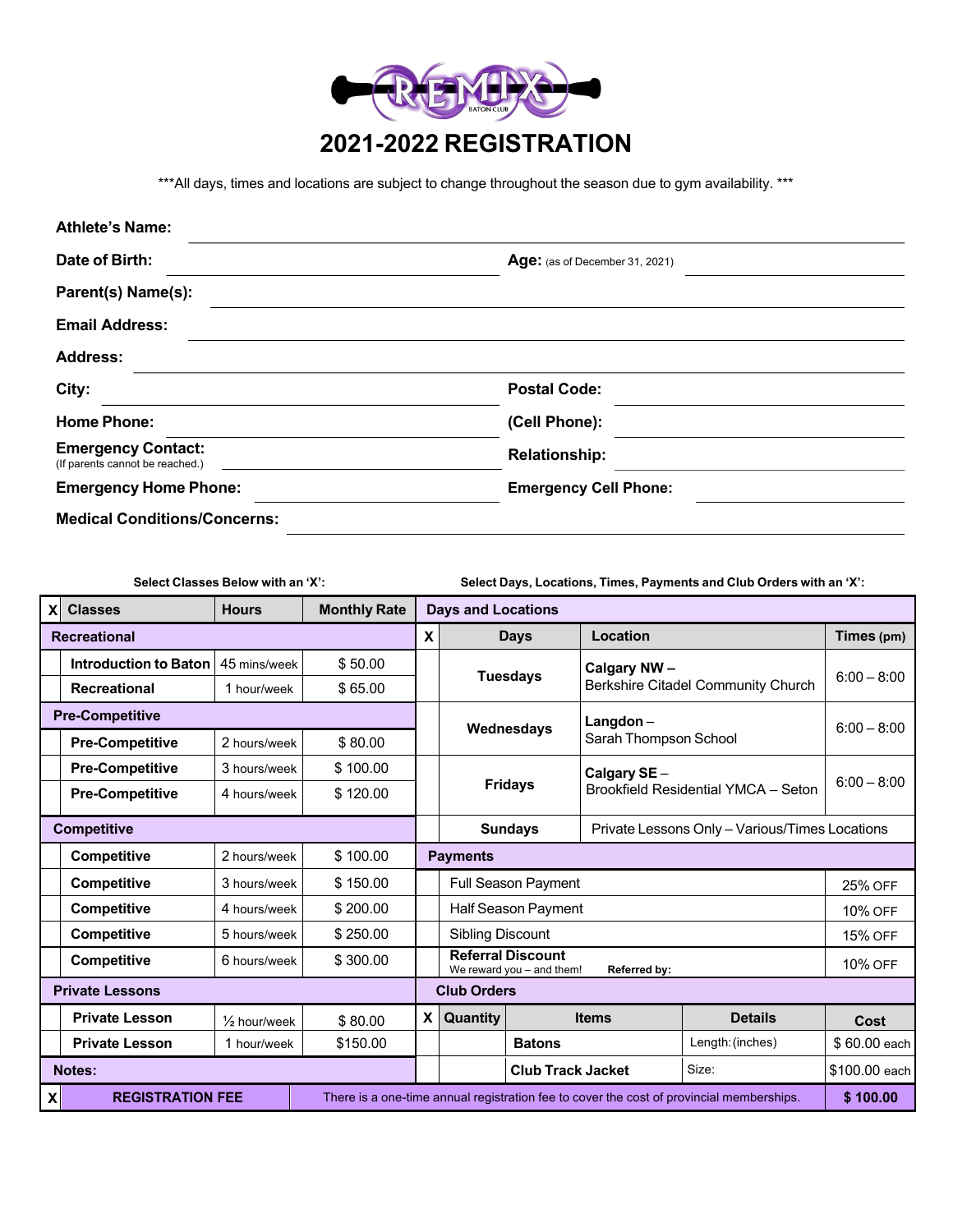# REMIX BATON CLUB

# 2021-2022 REGISTRATION

***All days, times and locations are subject to change throughout the season due to gym availability. ***

**Athlete's Name:** ______________________________

**Date of Birth:** ______________________ **Age:** (as of December 31, 2021) ______________

**Parent(s) Name(s):** ______________________________

**Email Address:** ______________________________

**Address:** ______________________________

**City:** ______________________ **Postal Code:** ______________

**Home Phone:** ______________________ **(Cell Phone):** ______________

**Emergency Contact:** (If parents cannot be reached.) ______________________ **Relationship:** ______________

**Emergency Home Phone:** ______________________ **Emergency Cell Phone:** ______________

**Medical Conditions/Concerns:** ______________________________

**Select Classes Below with an 'X':**

| X | Classes | Hours | Monthly Rate |
|---|---|---|---|
| | **Recreational** | | |
| | **Introduction to Baton** | 45 mins/week | $ 50.00 |
| | **Recreational** | 1 hour/week | $ 65.00 |
| | **Pre-Competitive** | | |
| | **Pre-Competitive** | 2 hours/week | $ 80.00 |
| | **Pre-Competitive** | 3 hours/week | $ 100.00 |
| | **Pre-Competitive** | 4 hours/week | $ 120.00 |
| | **Competitive** | | |
| | **Competitive** | 2 hours/week | $ 100.00 |
| | **Competitive** | 3 hours/week | $ 150.00 |
| | **Competitive** | 4 hours/week | $ 200.00 |
| | **Competitive** | 5 hours/week | $ 250.00 |
| | **Competitive** | 6 hours/week | $ 300.00 |
| | **Private Lessons** | | |
| | **Private Lesson** | ½ hour/week | $ 80.00 |
| | **Private Lesson** | 1 hour/week | $150.00 |
| | **Notes:** | | |

**Select Days, Locations, Times, Payments and Club Orders with an 'X':**

**Days and Locations**

| X | Days | Location | Times (pm) |
|---|---|---|---|
| | **Tuesdays** | **Calgary NW –** Berkshire Citadel Community Church | 6:00 – 8:00 |
| | **Wednesdays** | **Langdon** – Sarah Thompson School | 6:00 – 8:00 |
| | **Fridays** | **Calgary SE** – Brookfield Residential YMCA – Seton | 6:00 – 8:00 |
| | **Sundays** | Private Lessons Only – Various/Times Locations | |

**Payments**

| X | Payment | Discount |
|---|---|---|
| | Full Season Payment | 25% OFF |
| | Half Season Payment | 10% OFF |
| | Sibling Discount | 15% OFF |
| | **Referral Discount** We reward you – and them! **Referred by:** | 10% OFF |

**Club Orders**

| X | Quantity | Items | Details | Cost |
|---|---|---|---|---|
| | | **Batons** | Length: (inches) | $ 60.00 each |
| | | **Club Track Jacket** | Size: | $100.00 each |

| X | REGISTRATION FEE | | |
|---|---|---|---|
| | **REGISTRATION FEE** | There is a one-time annual registration fee to cover the cost of provincial memberships. | **$ 100.00** |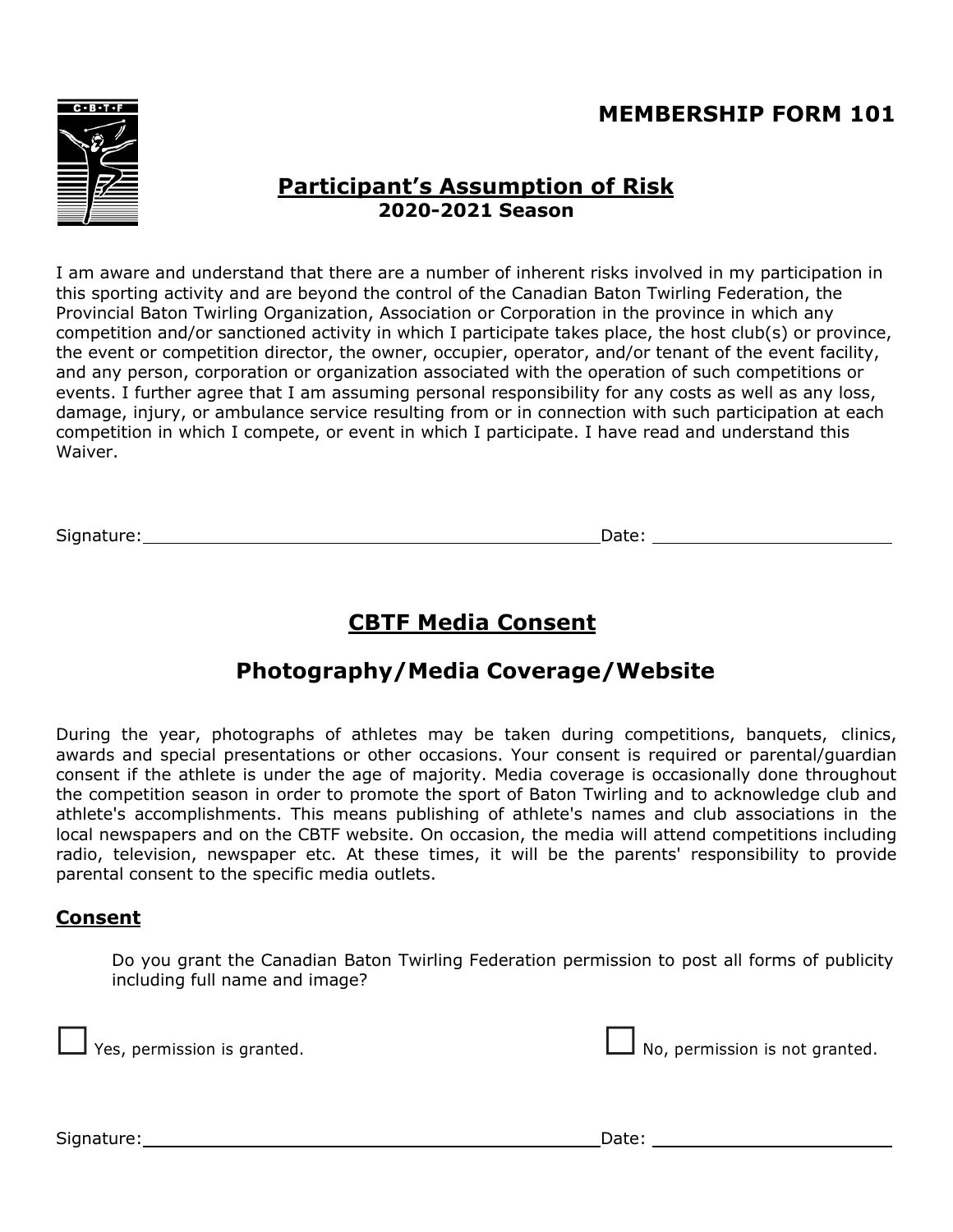**MEMBERSHIP FORM 101**

# Participant's Assumption of Risk

**2020-2021 Season**

I am aware and understand that there are a number of inherent risks involved in my participation in this sporting activity and are beyond the control of the Canadian Baton Twirling Federation, the Provincial Baton Twirling Organization, Association or Corporation in the province in which any competition and/or sanctioned activity in which I participate takes place, the host club(s) or province, the event or competition director, the owner, occupier, operator, and/or tenant of the event facility, and any person, corporation or organization associated with the operation of such competitions or events. I further agree that I am assuming personal responsibility for any costs as well as any loss, damage, injury, or ambulance service resulting from or in connection with such participation at each competition in which I compete, or event in which I participate. I have read and understand this Waiver.

Signature:\_\_\_\_\_\_\_\_\_\_\_\_\_\_\_\_\_\_\_\_\_\_\_\_\_\_\_\_\_\_\_\_\_\_\_\_\_\_\_\_ Date: \_\_\_\_\_\_\_\_\_\_\_\_\_\_\_\_\_\_\_\_

# CBTF Media Consent

## Photography/Media Coverage/Website

During the year, photographs of athletes may be taken during competitions, banquets, clinics, awards and special presentations or other occasions. Your consent is required or parental/guardian consent if the athlete is under the age of majority. Media coverage is occasionally done throughout the competition season in order to promote the sport of Baton Twirling and to acknowledge club and athlete's accomplishments. This means publishing of athlete's names and club associations in the local newspapers and on the CBTF website. On occasion, the media will attend competitions including radio, television, newspaper etc. At these times, it will be the parents' responsibility to provide parental consent to the specific media outlets.

### Consent

Do you grant the Canadian Baton Twirling Federation permission to post all forms of publicity including full name and image?

☐ Yes, permission is granted. ☐ No, permission is not granted.

Signature:\_\_\_\_\_\_\_\_\_\_\_\_\_\_\_\_\_\_\_\_\_\_\_\_\_\_\_\_\_\_\_\_\_\_\_\_\_\_\_\_ Date: \_\_\_\_\_\_\_\_\_\_\_\_\_\_\_\_\_\_\_\_